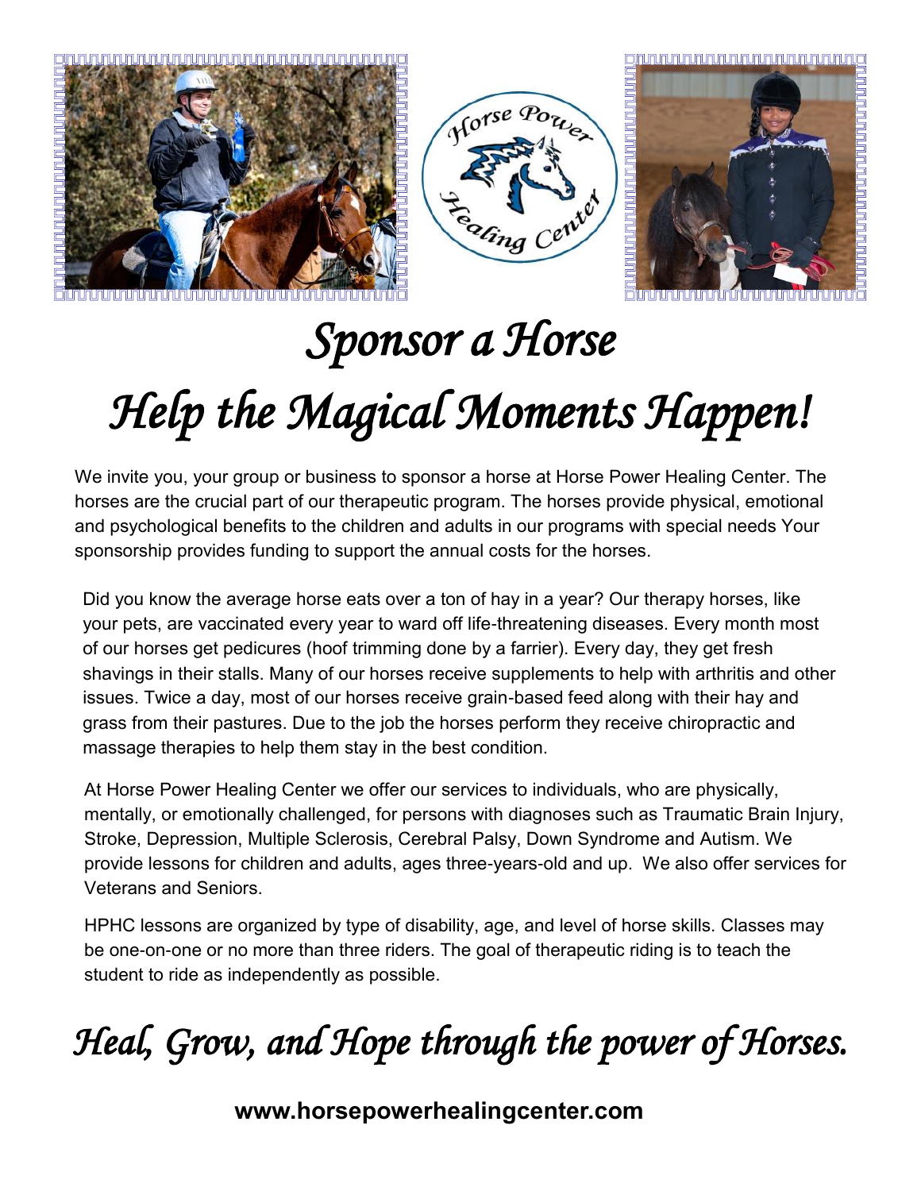# *Sponsor a Horse*

# *Help the Magical Moments Happen!*

We invite you, your group or business to sponsor a horse at Horse Power Healing Center. The horses are the crucial part of our therapeutic program. The horses provide physical, emotional and psychological benefits to the children and adults in our programs with special needs Your sponsorship provides funding to support the annual costs for the horses.

Did you know the average horse eats over a ton of hay in a year? Our therapy horses, like your pets, are vaccinated every year to ward off life-threatening diseases. Every month most of our horses get pedicures (hoof trimming done by a farrier). Every day, they get fresh shavings in their stalls. Many of our horses receive supplements to help with arthritis and other issues. Twice a day, most of our horses receive grain-based feed along with their hay and grass from their pastures. Due to the job the horses perform they receive chiropractic and massage therapies to help them stay in the best condition.

At Horse Power Healing Center we offer our services to individuals, who are physically, mentally, or emotionally challenged, for persons with diagnoses such as Traumatic Brain Injury, Stroke, Depression, Multiple Sclerosis, Cerebral Palsy, Down Syndrome and Autism. We provide lessons for children and adults, ages three-years-old and up. We also offer services for Veterans and Seniors.

HPHC lessons are organized by type of disability, age, and level of horse skills. Classes may be one-on-one or no more than three riders. The goal of therapeutic riding is to teach the student to ride as independently as possible.

## *Heal, Grow, and Hope through the power of Horses.*

**www.horsepowerhealingcenter.com**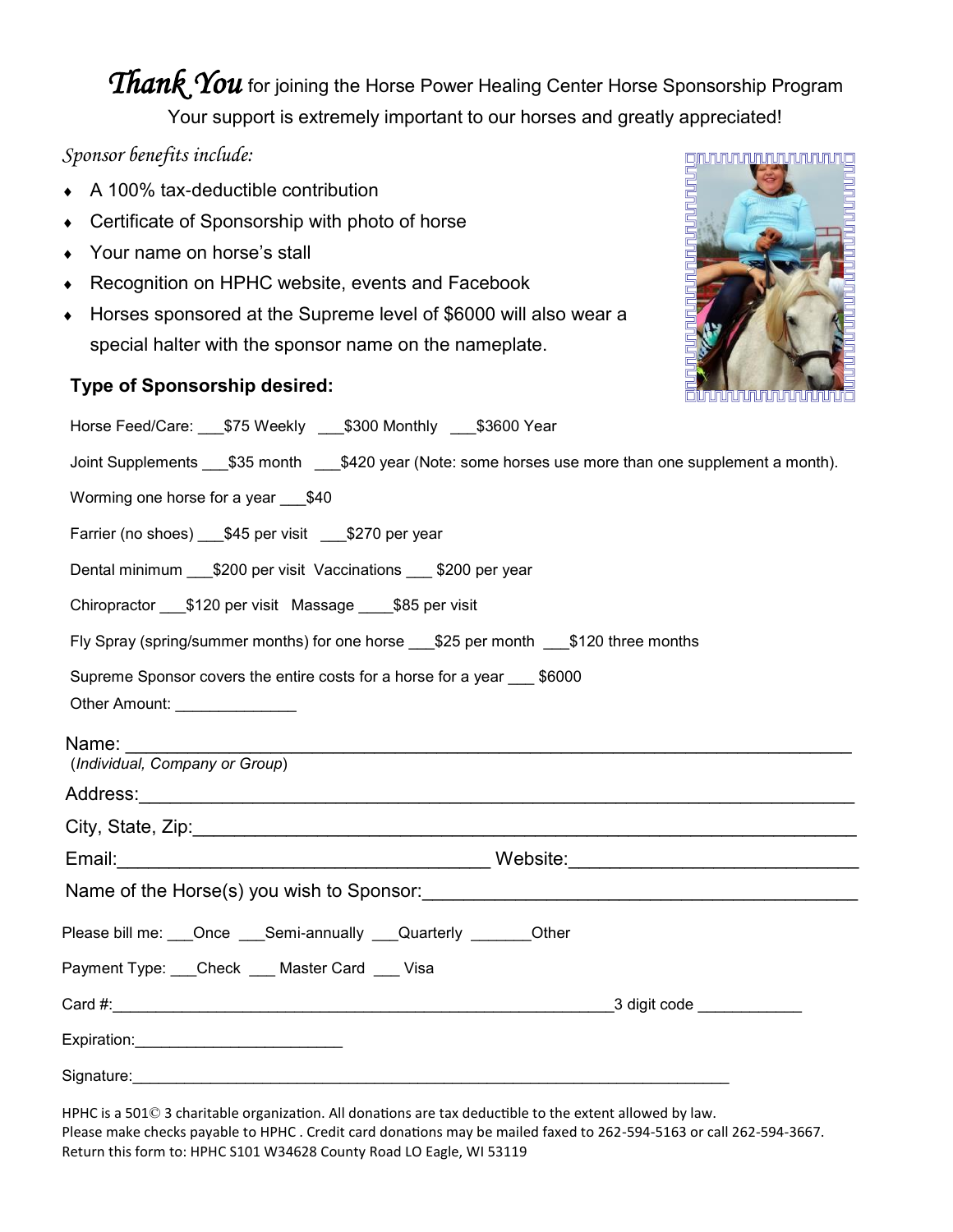***Thank You*** for joining the Horse Power Healing Center Horse Sponsorship Program

Your support is extremely important to our horses and greatly appreciated!

*Sponsor benefits include:*

- A 100% tax-deductible contribution
- Certificate of Sponsorship with photo of horse
- Your name on horse's stall
- Recognition on HPHC website, events and Facebook
- Horses sponsored at the Supreme level of $6000 will also wear a special halter with the sponsor name on the nameplate.

**Type of Sponsorship desired:**

Horse Feed/Care: ___$75 Weekly ___$300 Monthly ___$3600 Year

Joint Supplements ___$35 month ___$420 year (Note: some horses use more than one supplement a month).

Worming one horse for a year ___$40

Farrier (no shoes) ___$45 per visit ___$270 per year

Dental minimum ___$200 per visit Vaccinations ___ $200 per year

Chiropractor ___$120 per visit Massage ____$85 per visit

Fly Spray (spring/summer months) for one horse ___$25 per month ___$120 three months

Supreme Sponsor covers the entire costs for a horse for a year ___ $6000

Other Amount: ______________

Name: ______________________________________________________________________
(*Individual, Company or Group*)

Address:_____________________________________________________________________

City, State, Zip:_______________________________________________________________

Email:___________________________________ Website:__________________________

Name of the Horse(s) you wish to Sponsor:__________________________________________

Please bill me: ___Once ___Semi-annually ___Quarterly _______Other

Payment Type: ___Check ___ Master Card ___ Visa

Card #:________________________________________________________3 digit code ____________

Expiration:________________________

Signature:________________________________________________________________________

HPHC is a 501© 3 charitable organization. All donations are tax deductible to the extent allowed by law.
Please make checks payable to HPHC . Credit card donations may be mailed faxed to 262-594-5163 or call 262-594-3667.
Return this form to: HPHC S101 W34628 County Road LO Eagle, WI 53119